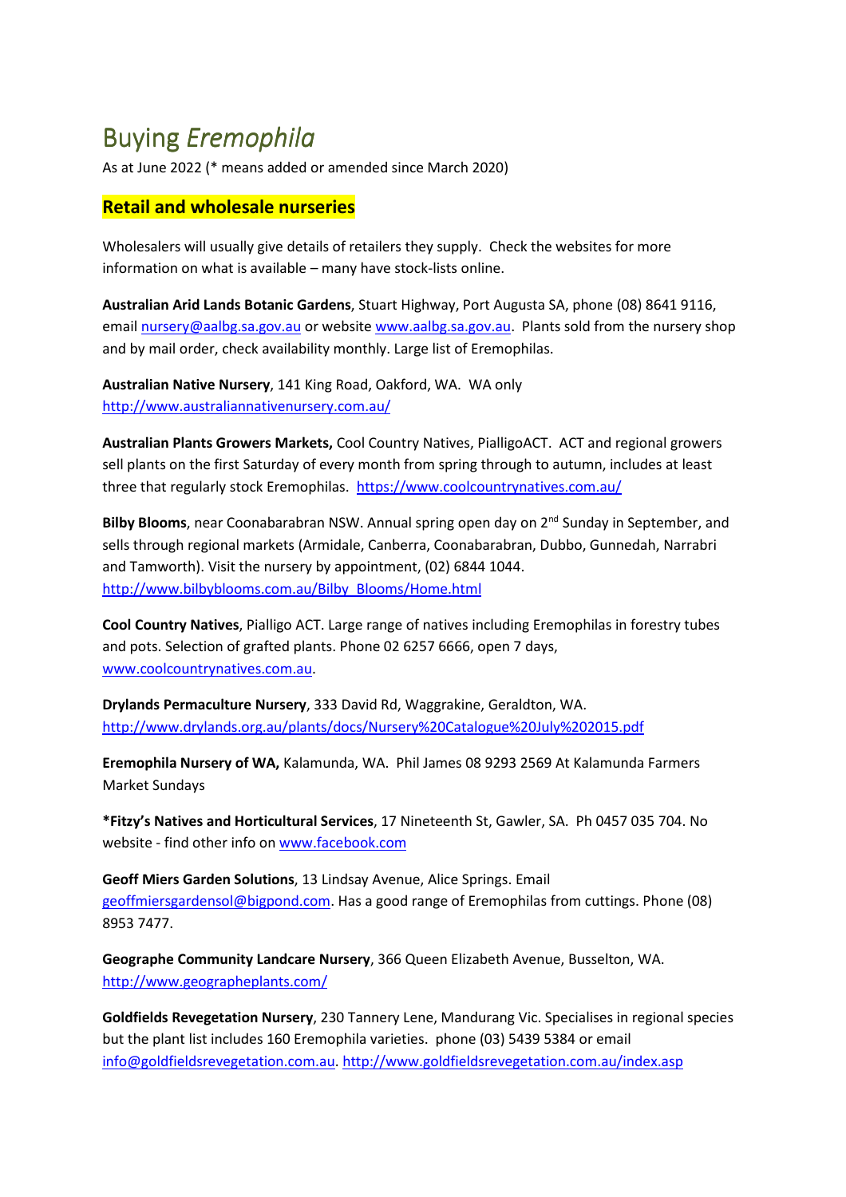# Buying *Eremophila*

As at June 2022 (* means added or amended since March 2020)

## Retail and wholesale nurseries

Wholesalers will usually give details of retailers they supply. Check the websites for more information on what is available – many have stock-lists online.

**Australian Arid Lands Botanic Gardens**, Stuart Highway, Port Augusta SA, phone (08) 8641 9116, email nursery@aalbg.sa.gov.au or website www.aalbg.sa.gov.au. Plants sold from the nursery shop and by mail order, check availability monthly. Large list of Eremophilas.

**Australian Native Nursery**, 141 King Road, Oakford, WA. WA only http://www.australiannativenursery.com.au/

**Australian Plants Growers Markets,** Cool Country Natives, PialligoACT. ACT and regional growers sell plants on the first Saturday of every month from spring through to autumn, includes at least three that regularly stock Eremophilas. https://www.coolcountrynatives.com.au/

**Bilby Blooms**, near Coonabarabran NSW. Annual spring open day on 2nd Sunday in September, and sells through regional markets (Armidale, Canberra, Coonabarabran, Dubbo, Gunnedah, Narrabri and Tamworth). Visit the nursery by appointment, (02) 6844 1044. http://www.bilbyblooms.com.au/Bilby_Blooms/Home.html

**Cool Country Natives**, Pialligo ACT. Large range of natives including Eremophilas in forestry tubes and pots. Selection of grafted plants. Phone 02 6257 6666, open 7 days, www.coolcountrynatives.com.au.

**Drylands Permaculture Nursery**, 333 David Rd, Waggrakine, Geraldton, WA. http://www.drylands.org.au/plants/docs/Nursery%20Catalogue%20July%202015.pdf

**Eremophila Nursery of WA,** Kalamunda, WA. Phil James 08 9293 2569 At Kalamunda Farmers Market Sundays

**\*Fitzy's Natives and Horticultural Services**, 17 Nineteenth St, Gawler, SA. Ph 0457 035 704. No website - find other info on www.facebook.com

**Geoff Miers Garden Solutions**, 13 Lindsay Avenue, Alice Springs. Email geoffmiersgardensol@bigpond.com. Has a good range of Eremophilas from cuttings. Phone (08) 8953 7477.

**Geographe Community Landcare Nursery**, 366 Queen Elizabeth Avenue, Busselton, WA. http://www.geographeplants.com/

**Goldfields Revegetation Nursery**, 230 Tannery Lene, Mandurang Vic. Specialises in regional species but the plant list includes 160 Eremophila varieties. phone (03) 5439 5384 or email info@goldfieldsrevegetation.com.au. http://www.goldfieldsrevegetation.com.au/index.asp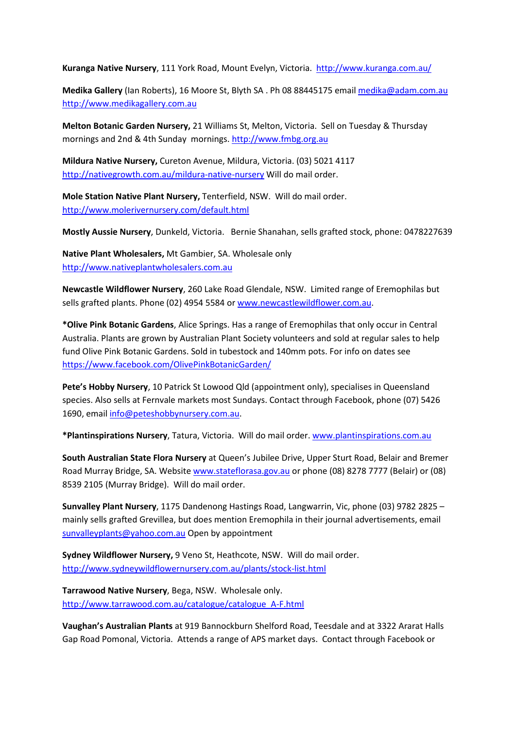**Kuranga Native Nursery**, 111 York Road, Mount Evelyn, Victoria. http://www.kuranga.com.au/

**Medika Gallery** (Ian Roberts), 16 Moore St, Blyth SA . Ph 08 88445175 email medika@adam.com.au http://www.medikagallery.com.au

**Melton Botanic Garden Nursery,** 21 Williams St, Melton, Victoria. Sell on Tuesday & Thursday mornings and 2nd & 4th Sunday mornings. http://www.fmbg.org.au

**Mildura Native Nursery,** Cureton Avenue, Mildura, Victoria. (03) 5021 4117 http://nativegrowth.com.au/mildura-native-nursery Will do mail order.

**Mole Station Native Plant Nursery,** Tenterfield, NSW. Will do mail order. http://www.molerivernursery.com/default.html

**Mostly Aussie Nursery**, Dunkeld, Victoria. Bernie Shanahan, sells grafted stock, phone: 0478227639

**Native Plant Wholesalers,** Mt Gambier, SA. Wholesale only http://www.nativeplantwholesalers.com.au

**Newcastle Wildflower Nursery**, 260 Lake Road Glendale, NSW. Limited range of Eremophilas but sells grafted plants. Phone (02) 4954 5584 or www.newcastlewildflower.com.au.

**\*Olive Pink Botanic Gardens**, Alice Springs. Has a range of Eremophilas that only occur in Central Australia. Plants are grown by Australian Plant Society volunteers and sold at regular sales to help fund Olive Pink Botanic Gardens. Sold in tubestock and 140mm pots. For info on dates see https://www.facebook.com/OlivePinkBotanicGarden/

**Pete's Hobby Nursery**, 10 Patrick St Lowood Qld (appointment only), specialises in Queensland species. Also sells at Fernvale markets most Sundays. Contact through Facebook, phone (07) 5426 1690, email info@peteshobbynursery.com.au.

**\*Plantinspirations Nursery**, Tatura, Victoria. Will do mail order. www.plantinspirations.com.au

**South Australian State Flora Nursery** at Queen's Jubilee Drive, Upper Sturt Road, Belair and Bremer Road Murray Bridge, SA. Website www.stateflorasa.gov.au or phone (08) 8278 7777 (Belair) or (08) 8539 2105 (Murray Bridge). Will do mail order.

**Sunvalley Plant Nursery**, 1175 Dandenong Hastings Road, Langwarrin, Vic, phone (03) 9782 2825 – mainly sells grafted Grevillea, but does mention Eremophila in their journal advertisements, email sunvalleyplants@yahoo.com.au Open by appointment

**Sydney Wildflower Nursery,** 9 Veno St, Heathcote, NSW. Will do mail order. http://www.sydneywildflowernursery.com.au/plants/stock-list.html

**Tarrawood Native Nursery**, Bega, NSW. Wholesale only. http://www.tarrawood.com.au/catalogue/catalogue_A-F.html

**Vaughan's Australian Plants** at 919 Bannockburn Shelford Road, Teesdale and at 3322 Ararat Halls Gap Road Pomonal, Victoria. Attends a range of APS market days. Contact through Facebook or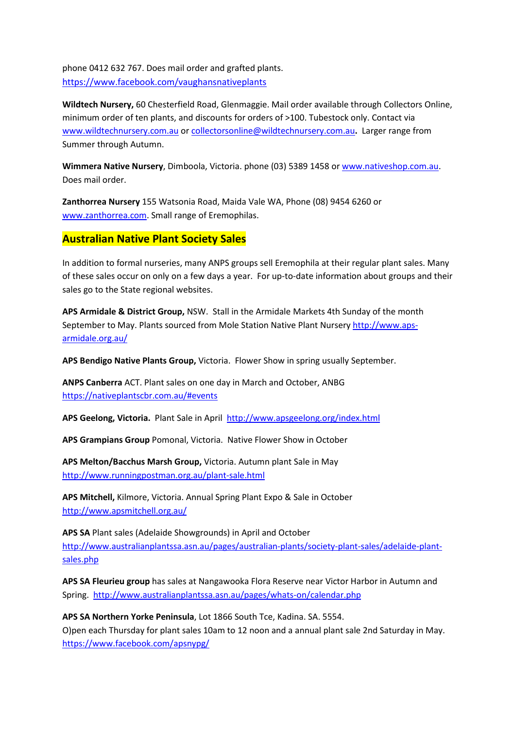phone 0412 632 767. Does mail order and grafted plants.
https://www.facebook.com/vaughansnativeplants

**Wildtech Nursery,** 60 Chesterfield Road, Glenmaggie. Mail order available through Collectors Online, minimum order of ten plants, and discounts for orders of >100. Tubestock only. Contact via www.wildtechnursery.com.au or collectorsonline@wildtechnursery.com.au**.** Larger range from Summer through Autumn.

**Wimmera Native Nursery**, Dimboola, Victoria. phone (03) 5389 1458 or www.nativeshop.com.au. Does mail order.

**Zanthorrea Nursery** 155 Watsonia Road, Maida Vale WA, Phone (08) 9454 6260 or www.zanthorrea.com. Small range of Eremophilas.

## Australian Native Plant Society Sales

In addition to formal nurseries, many ANPS groups sell Eremophila at their regular plant sales. Many of these sales occur on only on a few days a year. For up-to-date information about groups and their sales go to the State regional websites.

**APS Armidale & District Group,** NSW. Stall in the Armidale Markets 4th Sunday of the month September to May. Plants sourced from Mole Station Native Plant Nursery http://www.aps-armidale.org.au/

**APS Bendigo Native Plants Group,** Victoria. Flower Show in spring usually September.

**ANPS Canberra** ACT. Plant sales on one day in March and October, ANBG
https://nativeplantscbr.com.au/#events

**APS Geelong, Victoria.** Plant Sale in April http://www.apsgeelong.org/index.html

**APS Grampians Group** Pomonal, Victoria. Native Flower Show in October

**APS Melton/Bacchus Marsh Group,** Victoria. Autumn plant Sale in May
http://www.runningpostman.org.au/plant-sale.html

**APS Mitchell,** Kilmore, Victoria. Annual Spring Plant Expo & Sale in October
http://www.apsmitchell.org.au/

**APS SA** Plant sales (Adelaide Showgrounds) in April and October
http://www.australianplantssa.asn.au/pages/australian-plants/society-plant-sales/adelaide-plant-sales.php

**APS SA Fleurieu group** has sales at Nangawooka Flora Reserve near Victor Harbor in Autumn and Spring. http://www.australianplantssa.asn.au/pages/whats-on/calendar.php

**APS SA Northern Yorke Peninsula**, Lot 1866 South Tce, Kadina. SA. 5554.
O)pen each Thursday for plant sales 10am to 12 noon and a annual plant sale 2nd Saturday in May.
https://www.facebook.com/apsnypg/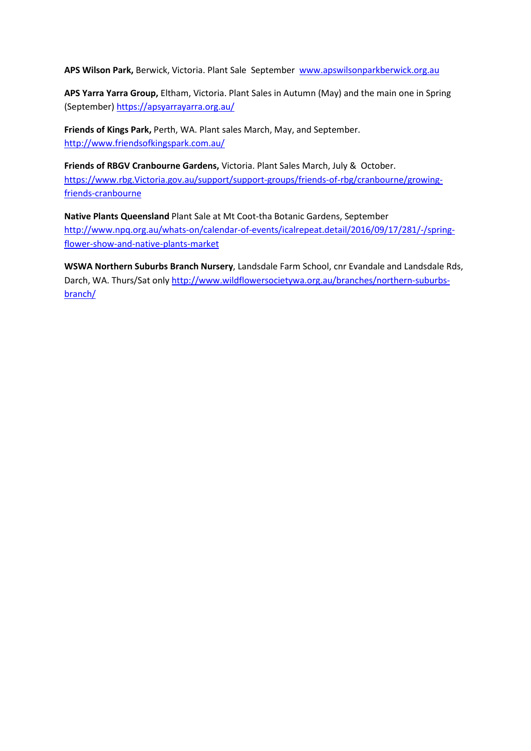**APS Wilson Park,** Berwick, Victoria. Plant Sale September [www.apswilsonparkberwick.org.au](http://www.apswilsonparkberwick.org.au)

**APS Yarra Yarra Group,** Eltham, Victoria. Plant Sales in Autumn (May) and the main one in Spring (September) [https://apsyarrayarra.org.au/](https://apsyarrayarra.org.au/)

**Friends of Kings Park,** Perth, WA. Plant sales March, May, and September. [http://www.friendsofkingspark.com.au/](http://www.friendsofkingspark.com.au/)

**Friends of RBGV Cranbourne Gardens,** Victoria. Plant Sales March, July & October. [https://www.rbg.Victoria.gov.au/support/support-groups/friends-of-rbg/cranbourne/growing-friends-cranbourne](https://www.rbg.Victoria.gov.au/support/support-groups/friends-of-rbg/cranbourne/growing-friends-cranbourne)

**Native Plants Queensland** Plant Sale at Mt Coot-tha Botanic Gardens, September [http://www.npq.org.au/whats-on/calendar-of-events/icalrepeat.detail/2016/09/17/281/-/spring-flower-show-and-native-plants-market](http://www.npq.org.au/whats-on/calendar-of-events/icalrepeat.detail/2016/09/17/281/-/spring-flower-show-and-native-plants-market)

**WSWA Northern Suburbs Branch Nursery**, Landsdale Farm School, cnr Evandale and Landsdale Rds, Darch, WA. Thurs/Sat only [http://www.wildflowersocietywa.org.au/branches/northern-suburbs-branch/](http://www.wildflowersocietywa.org.au/branches/northern-suburbs-branch/)